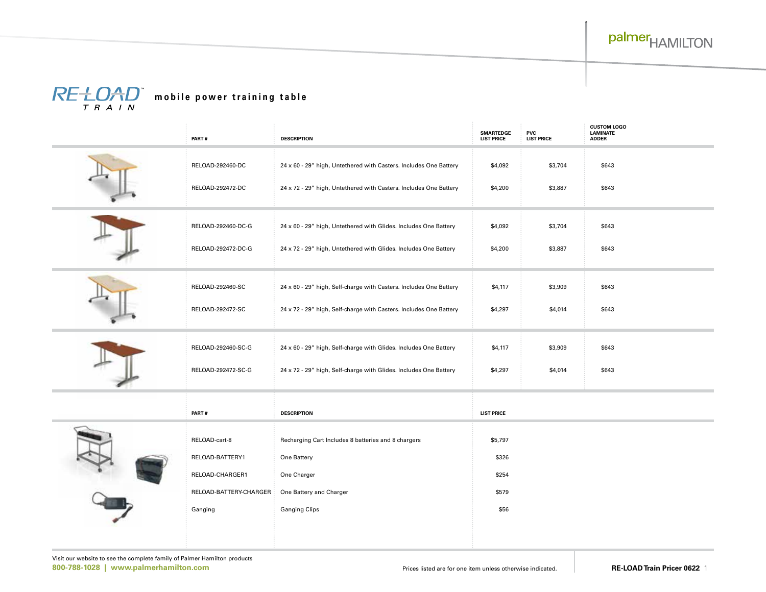palmer HAMILTON

# RE-LOAD™ TRAIN mobile power training table

| PART # | DESCRIPTION | SMARTEDGE LIST PRICE | PVC LIST PRICE | CUSTOM LOGO LAMINATE ADDER |
|---|---|---|---|---|
| RELOAD-292460-DC | 24 x 60 - 29" high, Untethered with Casters. Includes One Battery | $4,092 | $3,704 | $643 |
| RELOAD-292472-DC | 24 x 72 - 29" high, Untethered with Casters. Includes One Battery | $4,200 | $3,887 | $643 |
| RELOAD-292460-DC-G | 24 x 60 - 29" high, Untethered with Glides. Includes One Battery | $4,092 | $3,704 | $643 |
| RELOAD-292472-DC-G | 24 x 72 - 29" high, Untethered with Glides. Includes One Battery | $4,200 | $3,887 | $643 |
| RELOAD-292460-SC | 24 x 60 - 29" high, Self-charge with Casters. Includes One Battery | $4,117 | $3,909 | $643 |
| RELOAD-292472-SC | 24 x 72 - 29" high, Self-charge with Casters. Includes One Battery | $4,297 | $4,014 | $643 |
| RELOAD-292460-SC-G | 24 x 60 - 29" high, Self-charge with Glides. Includes One Battery | $4,117 | $3,909 | $643 |
| RELOAD-292472-SC-G | 24 x 72 - 29" high, Self-charge with Glides. Includes One Battery | $4,297 | $4,014 | $643 |

| PART # | DESCRIPTION | LIST PRICE |
|---|---|---|
| RELOAD-cart-8 | Recharging Cart Includes 8 batteries and 8 chargers | $5,797 |
| RELOAD-BATTERY1 | One Battery | $326 |
| RELOAD-CHARGER1 | One Charger | $254 |
| RELOAD-BATTERY-CHARGER | One Battery and Charger | $579 |
| Ganging | Ganging Clips | $56 |

Visit our website to see the complete family of Palmer Hamilton products

**800-788-1028 | www.palmerhamilton.com**

Prices listed are for one item unless otherwise indicated.

**RE-LOAD Train Pricer 0622**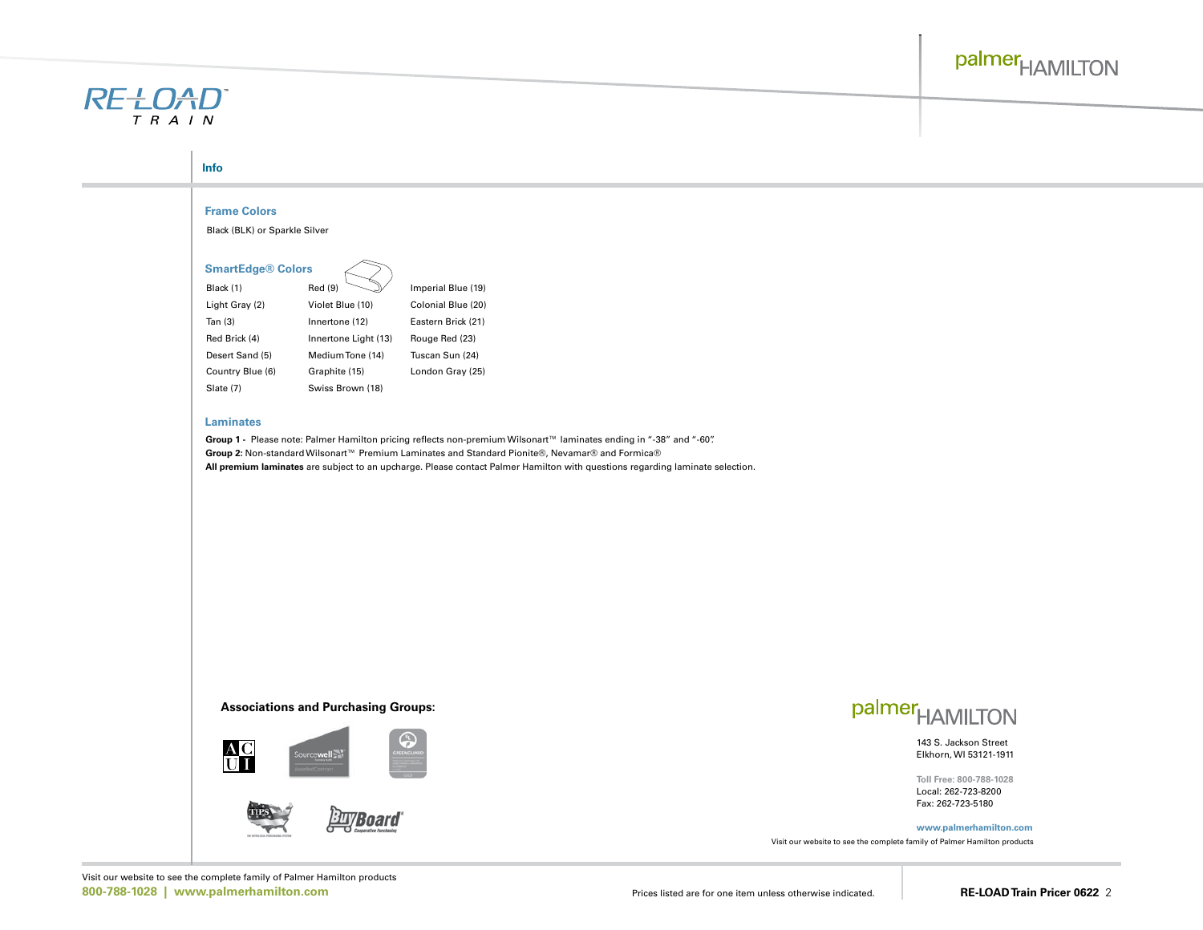## Info

### Frame Colors

Black (BLK) or Sparkle Silver

### SmartEdge® Colors

| | | |
|---|---|---|
| Black (1) | Red (9) | Imperial Blue (19) |
| Light Gray (2) | Violet Blue (10) | Colonial Blue (20) |
| Tan (3) | Innertone (12) | Eastern Brick (21) |
| Red Brick (4) | Innertone Light (13) | Rouge Red (23) |
| Desert Sand (5) | Medium Tone (14) | Tuscan Sun (24) |
| Country Blue (6) | Graphite (15) | London Gray (25) |
| Slate (7) | Swiss Brown (18) | |

### Laminates

**Group 1 -** Please note: Palmer Hamilton pricing reflects non-premium Wilsonart™ laminates ending in "-38" and "-60".
**Group 2:** Non-standard Wilsonart™ Premium Laminates and Standard Pionite®, Nevamar® and Formica®
**All premium laminates** are subject to an upcharge. Please contact Palmer Hamilton with questions regarding laminate selection.

**Associations and Purchasing Groups:**

palmer HAMILTON

143 S. Jackson Street
Elkhorn, WI 53121-1911

Toll Free: 800-788-1028
Local: 262-723-8200
Fax: 262-723-5180

www.palmerhamilton.com

Visit our website to see the complete family of Palmer Hamilton products

Visit our website to see the complete family of Palmer Hamilton products
**800-788-1028 | www.palmerhamilton.com**

Prices listed are for one item unless otherwise indicated.